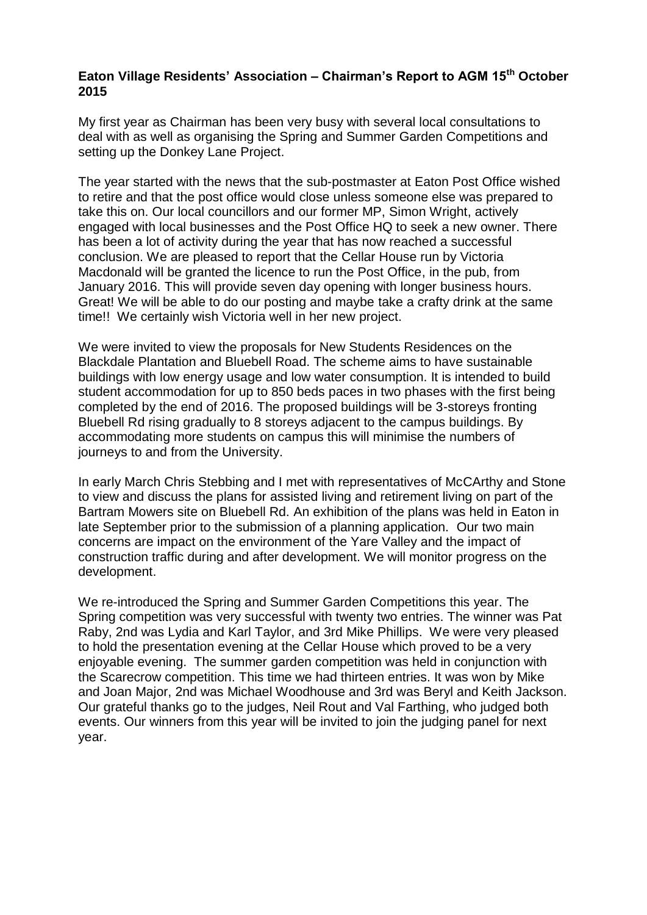**Eaton Village Residents' Association – Chairman's Report to AGM 15th October 2015**

My first year as Chairman has been very busy with several local consultations to deal with as well as organising the Spring and Summer Garden Competitions and setting up the Donkey Lane Project.

The year started with the news that the sub-postmaster at Eaton Post Office wished to retire and that the post office would close unless someone else was prepared to take this on. Our local councillors and our former MP, Simon Wright, actively engaged with local businesses and the Post Office HQ to seek a new owner. There has been a lot of activity during the year that has now reached a successful conclusion. We are pleased to report that the Cellar House run by Victoria Macdonald will be granted the licence to run the Post Office, in the pub, from January 2016. This will provide seven day opening with longer business hours. Great! We will be able to do our posting and maybe take a crafty drink at the same time!! We certainly wish Victoria well in her new project.

We were invited to view the proposals for New Students Residences on the Blackdale Plantation and Bluebell Road. The scheme aims to have sustainable buildings with low energy usage and low water consumption. It is intended to build student accommodation for up to 850 beds paces in two phases with the first being completed by the end of 2016. The proposed buildings will be 3-storeys fronting Bluebell Rd rising gradually to 8 storeys adjacent to the campus buildings. By accommodating more students on campus this will minimise the numbers of journeys to and from the University.

In early March Chris Stebbing and I met with representatives of McCArthy and Stone to view and discuss the plans for assisted living and retirement living on part of the Bartram Mowers site on Bluebell Rd. An exhibition of the plans was held in Eaton in late September prior to the submission of a planning application. Our two main concerns are impact on the environment of the Yare Valley and the impact of construction traffic during and after development. We will monitor progress on the development.

We re-introduced the Spring and Summer Garden Competitions this year. The Spring competition was very successful with twenty two entries. The winner was Pat Raby, 2nd was Lydia and Karl Taylor, and 3rd Mike Phillips. We were very pleased to hold the presentation evening at the Cellar House which proved to be a very enjoyable evening. The summer garden competition was held in conjunction with the Scarecrow competition. This time we had thirteen entries. It was won by Mike and Joan Major, 2nd was Michael Woodhouse and 3rd was Beryl and Keith Jackson. Our grateful thanks go to the judges, Neil Rout and Val Farthing, who judged both events. Our winners from this year will be invited to join the judging panel for next year.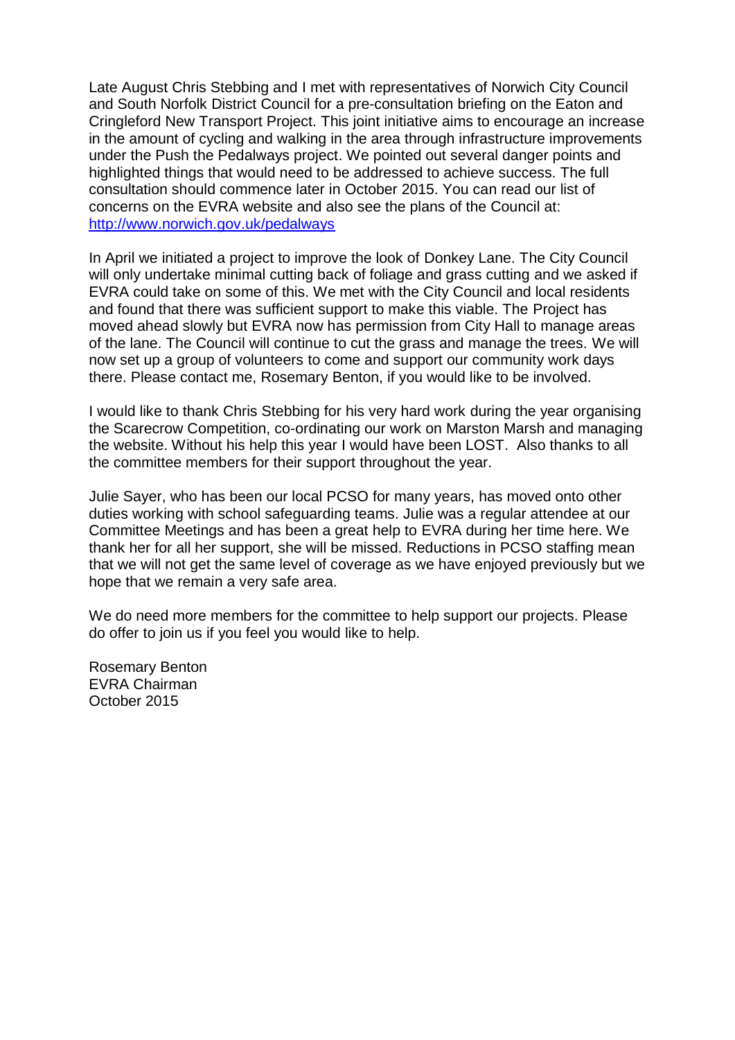Late August Chris Stebbing and I met with representatives of Norwich City Council and South Norfolk District Council for a pre-consultation briefing on the Eaton and Cringleford New Transport Project. This joint initiative aims to encourage an increase in the amount of cycling and walking in the area through infrastructure improvements under the Push the Pedalways project. We pointed out several danger points and highlighted things that would need to be addressed to achieve success. The full consultation should commence later in October 2015. You can read our list of concerns on the EVRA website and also see the plans of the Council at: [http://www.norwich.gov.uk/pedalways](http://www.norwich.gov.uk/pedalways)

In April we initiated a project to improve the look of Donkey Lane. The City Council will only undertake minimal cutting back of foliage and grass cutting and we asked if EVRA could take on some of this. We met with the City Council and local residents and found that there was sufficient support to make this viable. The Project has moved ahead slowly but EVRA now has permission from City Hall to manage areas of the lane. The Council will continue to cut the grass and manage the trees. We will now set up a group of volunteers to come and support our community work days there. Please contact me, Rosemary Benton, if you would like to be involved.

I would like to thank Chris Stebbing for his very hard work during the year organising the Scarecrow Competition, co-ordinating our work on Marston Marsh and managing the website. Without his help this year I would have been LOST. Also thanks to all the committee members for their support throughout the year.

Julie Sayer, who has been our local PCSO for many years, has moved onto other duties working with school safeguarding teams. Julie was a regular attendee at our Committee Meetings and has been a great help to EVRA during her time here. We thank her for all her support, she will be missed. Reductions in PCSO staffing mean that we will not get the same level of coverage as we have enjoyed previously but we hope that we remain a very safe area.

We do need more members for the committee to help support our projects. Please do offer to join us if you feel you would like to help.

Rosemary Benton
EVRA Chairman
October 2015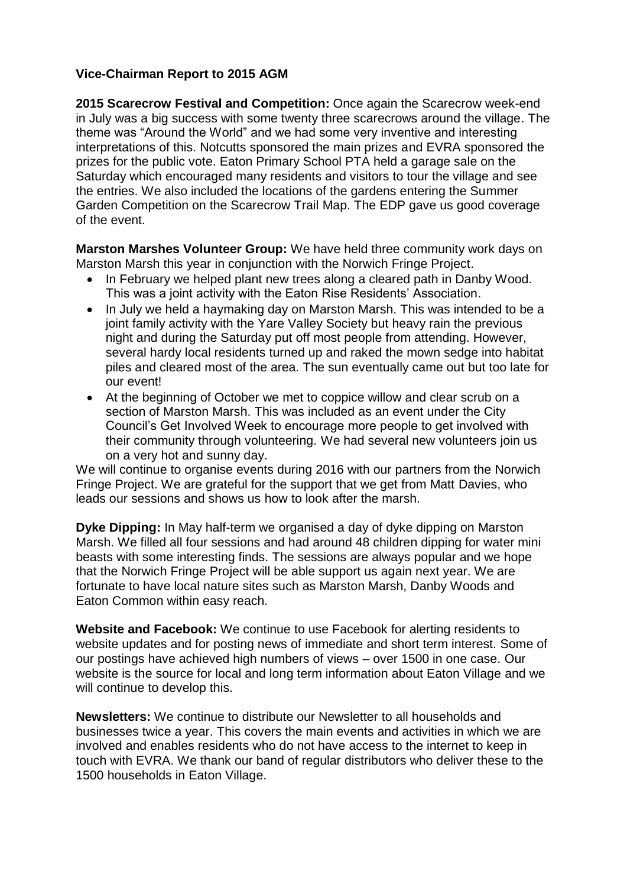**Vice-Chairman Report to 2015 AGM**

**2015 Scarecrow Festival and Competition:** Once again the Scarecrow week-end in July was a big success with some twenty three scarecrows around the village. The theme was "Around the World" and we had some very inventive and interesting interpretations of this. Notcutts sponsored the main prizes and EVRA sponsored the prizes for the public vote. Eaton Primary School PTA held a garage sale on the Saturday which encouraged many residents and visitors to tour the village and see the entries. We also included the locations of the gardens entering the Summer Garden Competition on the Scarecrow Trail Map. The EDP gave us good coverage of the event.

**Marston Marshes Volunteer Group:** We have held three community work days on Marston Marsh this year in conjunction with the Norwich Fringe Project.

- In February we helped plant new trees along a cleared path in Danby Wood. This was a joint activity with the Eaton Rise Residents' Association.
- In July we held a haymaking day on Marston Marsh. This was intended to be a joint family activity with the Yare Valley Society but heavy rain the previous night and during the Saturday put off most people from attending. However, several hardy local residents turned up and raked the mown sedge into habitat piles and cleared most of the area. The sun eventually came out but too late for our event!
- At the beginning of October we met to coppice willow and clear scrub on a section of Marston Marsh. This was included as an event under the City Council's Get Involved Week to encourage more people to get involved with their community through volunteering. We had several new volunteers join us on a very hot and sunny day.

We will continue to organise events during 2016 with our partners from the Norwich Fringe Project. We are grateful for the support that we get from Matt Davies, who leads our sessions and shows us how to look after the marsh.

**Dyke Dipping:** In May half-term we organised a day of dyke dipping on Marston Marsh. We filled all four sessions and had around 48 children dipping for water mini beasts with some interesting finds. The sessions are always popular and we hope that the Norwich Fringe Project will be able support us again next year. We are fortunate to have local nature sites such as Marston Marsh, Danby Woods and Eaton Common within easy reach.

**Website and Facebook:** We continue to use Facebook for alerting residents to website updates and for posting news of immediate and short term interest. Some of our postings have achieved high numbers of views – over 1500 in one case. Our website is the source for local and long term information about Eaton Village and we will continue to develop this.

**Newsletters:** We continue to distribute our Newsletter to all households and businesses twice a year. This covers the main events and activities in which we are involved and enables residents who do not have access to the internet to keep in touch with EVRA. We thank our band of regular distributors who deliver these to the 1500 households in Eaton Village.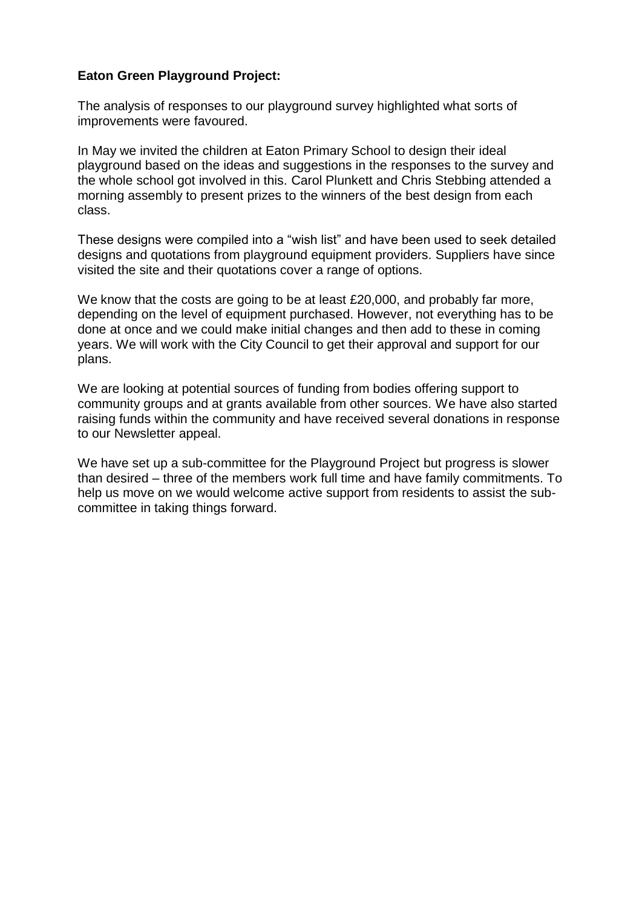**Eaton Green Playground Project:**

The analysis of responses to our playground survey highlighted what sorts of improvements were favoured.

In May we invited the children at Eaton Primary School to design their ideal playground based on the ideas and suggestions in the responses to the survey and the whole school got involved in this. Carol Plunkett and Chris Stebbing attended a morning assembly to present prizes to the winners of the best design from each class.

These designs were compiled into a "wish list" and have been used to seek detailed designs and quotations from playground equipment providers. Suppliers have since visited the site and their quotations cover a range of options.

We know that the costs are going to be at least £20,000, and probably far more, depending on the level of equipment purchased. However, not everything has to be done at once and we could make initial changes and then add to these in coming years. We will work with the City Council to get their approval and support for our plans.

We are looking at potential sources of funding from bodies offering support to community groups and at grants available from other sources. We have also started raising funds within the community and have received several donations in response to our Newsletter appeal.

We have set up a sub-committee for the Playground Project but progress is slower than desired – three of the members work full time and have family commitments. To help us move on we would welcome active support from residents to assist the sub-committee in taking things forward.